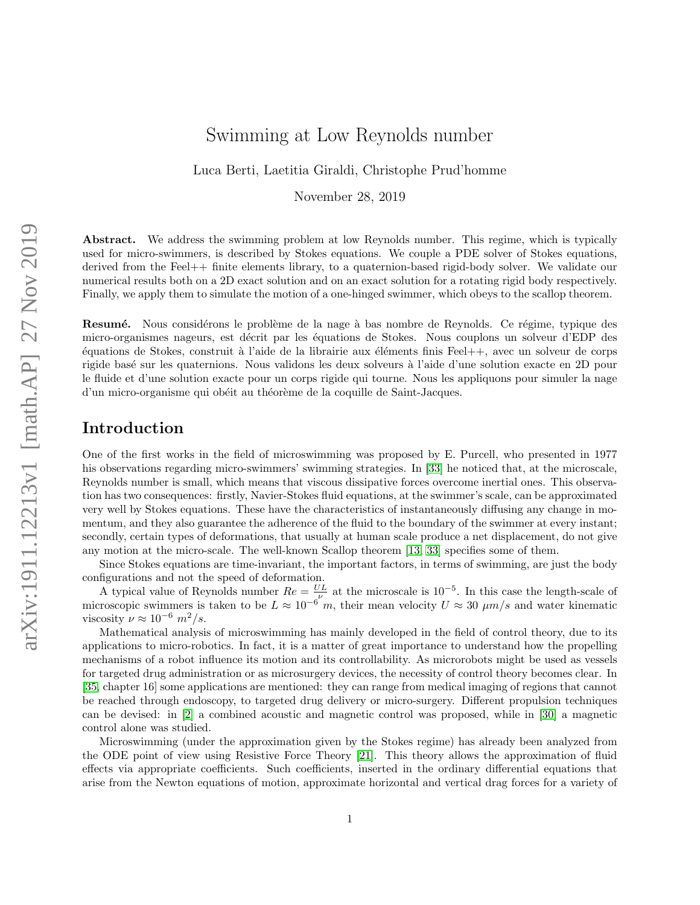# Swimming at Low Reynolds number

Luca Berti, Laetitia Giraldi, Christophe Prud'homme

November 28, 2019

**Abstract.** We address the swimming problem at low Reynolds number. This regime, which is typically used for micro-swimmers, is described by Stokes equations. We couple a PDE solver of Stokes equations, derived from the Feel++ finite elements library, to a quaternion-based rigid-body solver. We validate our numerical results both on a 2D exact solution and on an exact solution for a rotating rigid body respectively. Finally, we apply them to simulate the motion of a one-hinged swimmer, which obeys to the scallop theorem.

**Resumé.** Nous considérons le problème de la nage à bas nombre de Reynolds. Ce régime, typique des micro-organismes nageurs, est décrit par les équations de Stokes. Nous couplons un solveur d'EDP des équations de Stokes, construit à l'aide de la librairie aux éléments finis Feel++, avec un solveur de corps rigide basé sur les quaternions. Nous validons les deux solveurs à l'aide d'une solution exacte en 2D pour le fluide et d'une solution exacte pour un corps rigide qui tourne. Nous les appliquons pour simuler la nage d'un micro-organisme qui obéit au théorème de la coquille de Saint-Jacques.

## Introduction

One of the first works in the field of microswimming was proposed by E. Purcell, who presented in 1977 his observations regarding micro-swimmers' swimming strategies. In [33] he noticed that, at the microscale, Reynolds number is small, which means that viscous dissipative forces overcome inertial ones. This observation has two consequences: firstly, Navier-Stokes fluid equations, at the swimmer's scale, can be approximated very well by Stokes equations. These have the characteristics of instantaneously diffusing any change in momentum, and they also guarantee the adherence of the fluid to the boundary of the swimmer at every instant; secondly, certain types of deformations, that usually at human scale produce a net displacement, do not give any motion at the micro-scale. The well-known Scallop theorem [13, 33] specifies some of them.

Since Stokes equations are time-invariant, the important factors, in terms of swimming, are just the body configurations and not the speed of deformation.

A typical value of Reynolds number $Re = \frac{UL}{\nu}$ at the microscale is $10^{-5}$. In this case the length-scale of microscopic swimmers is taken to be $L \approx 10^{-6}\ m$, their mean velocity $U \approx 30\ \mu m/s$ and water kinematic viscosity $\nu \approx 10^{-6}\ m^2/s$.

Mathematical analysis of microswimming has mainly developed in the field of control theory, due to its applications to micro-robotics. In fact, it is a matter of great importance to understand how the propelling mechanisms of a robot influence its motion and its controllability. As microrobots might be used as vessels for targeted drug administration or as microsurgery devices, the necessity of control theory becomes clear. In [35, chapter 16] some applications are mentioned: they can range from medical imaging of regions that cannot be reached through endoscopy, to targeted drug delivery or micro-surgery. Different propulsion techniques can be devised: in [2] a combined acoustic and magnetic control was proposed, while in [30] a magnetic control alone was studied.

Microswimming (under the approximation given by the Stokes regime) has already been analyzed from the ODE point of view using Resistive Force Theory [21]. This theory allows the approximation of fluid effects via appropriate coefficients. Such coefficients, inserted in the ordinary differential equations that arise from the Newton equations of motion, approximate horizontal and vertical drag forces for a variety of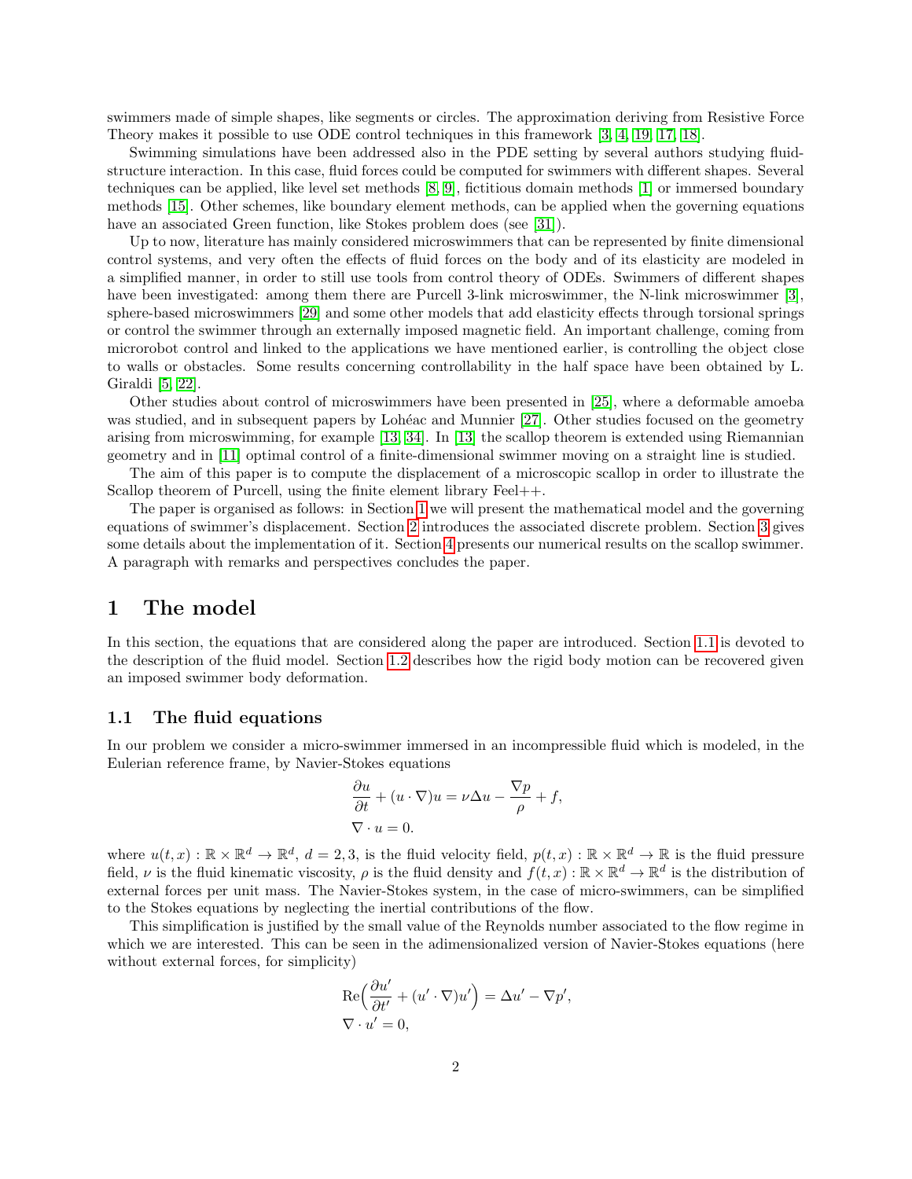swimmers made of simple shapes, like segments or circles. The approximation deriving from Resistive Force Theory makes it possible to use ODE control techniques in this framework [3, 4, 19, 17, 18].

Swimming simulations have been addressed also in the PDE setting by several authors studying fluid-structure interaction. In this case, fluid forces could be computed for swimmers with different shapes. Several techniques can be applied, like level set methods [8, 9], fictitious domain methods [1] or immersed boundary methods [15]. Other schemes, like boundary element methods, can be applied when the governing equations have an associated Green function, like Stokes problem does (see [31]).

Up to now, literature has mainly considered microswimmers that can be represented by finite dimensional control systems, and very often the effects of fluid forces on the body and of its elasticity are modeled in a simplified manner, in order to still use tools from control theory of ODEs. Swimmers of different shapes have been investigated: among them there are Purcell 3-link microswimmer, the N-link microswimmer [3], sphere-based microswimmers [29] and some other models that add elasticity effects through torsional springs or control the swimmer through an externally imposed magnetic field. An important challenge, coming from microrobot control and linked to the applications we have mentioned earlier, is controlling the object close to walls or obstacles. Some results concerning controllability in the half space have been obtained by L. Giraldi [5, 22].

Other studies about control of microswimmers have been presented in [25], where a deformable amoeba was studied, and in subsequent papers by Lohéac and Munnier [27]. Other studies focused on the geometry arising from microswimming, for example [13, 34]. In [13] the scallop theorem is extended using Riemannian geometry and in [11] optimal control of a finite-dimensional swimmer moving on a straight line is studied.

The aim of this paper is to compute the displacement of a microscopic scallop in order to illustrate the Scallop theorem of Purcell, using the finite element library Feel++.

The paper is organised as follows: in Section 1 we will present the mathematical model and the governing equations of swimmer's displacement. Section 2 introduces the associated discrete problem. Section 3 gives some details about the implementation of it. Section 4 presents our numerical results on the scallop swimmer. A paragraph with remarks and perspectives concludes the paper.

# 1 The model

In this section, the equations that are considered along the paper are introduced. Section 1.1 is devoted to the description of the fluid model. Section 1.2 describes how the rigid body motion can be recovered given an imposed swimmer body deformation.

## 1.1 The fluid equations

In our problem we consider a micro-swimmer immersed in an incompressible fluid which is modeled, in the Eulerian reference frame, by Navier-Stokes equations

$$
\begin{aligned}
&\frac{\partial u}{\partial t} + (u \cdot \nabla)u = \nu \Delta u - \frac{\nabla p}{\rho} + f, \\
&\nabla \cdot u = 0.
\end{aligned}
$$

where $u(t,x) : \mathbb{R} \times \mathbb{R}^d \to \mathbb{R}^d$, $d = 2, 3$, is the fluid velocity field, $p(t,x) : \mathbb{R} \times \mathbb{R}^d \to \mathbb{R}$ is the fluid pressure field, $\nu$ is the fluid kinematic viscosity, $\rho$ is the fluid density and $f(t,x) : \mathbb{R} \times \mathbb{R}^d \to \mathbb{R}^d$ is the distribution of external forces per unit mass. The Navier-Stokes system, in the case of micro-swimmers, can be simplified to the Stokes equations by neglecting the inertial contributions of the flow.

This simplification is justified by the small value of the Reynolds number associated to the flow regime in which we are interested. This can be seen in the adimensionalized version of Navier-Stokes equations (here without external forces, for simplicity)

$$
\begin{aligned}
&\mathrm{Re}\Big(\frac{\partial u'}{\partial t'} + (u' \cdot \nabla)u'\Big) = \Delta u' - \nabla p', \\
&\nabla \cdot u' = 0,
\end{aligned}
$$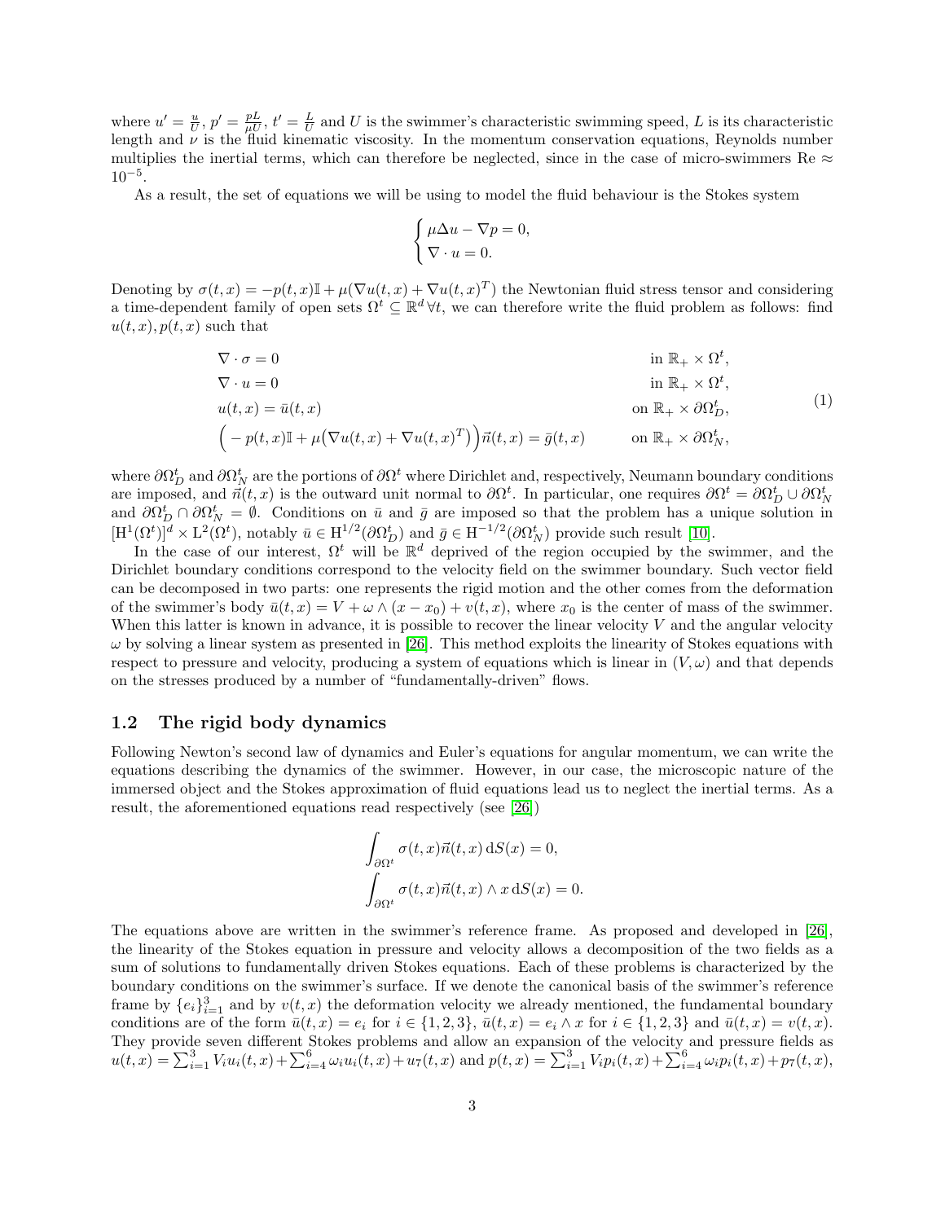where $u' = \frac{u}{U}$, $p' = \frac{pL}{\mu U}$, $t' = \frac{L}{U}$ and $U$ is the swimmer's characteristic swimming speed, $L$ is its characteristic length and $\nu$ is the fluid kinematic viscosity. In the momentum conservation equations, Reynolds number multiplies the inertial terms, which can therefore be neglected, since in the case of micro-swimmers Re $\approx 10^{-5}$.

As a result, the set of equations we will be using to model the fluid behaviour is the Stokes system

$$
\begin{cases}
\mu \Delta u - \nabla p = 0, \\
\nabla \cdot u = 0.
\end{cases}
$$

Denoting by $\sigma(t,x) = -p(t,x)\mathbb{I} + \mu(\nabla u(t,x) + \nabla u(t,x)^T)$ the Newtonian fluid stress tensor and considering a time-dependent family of open sets $\Omega^t \subseteq \mathbb{R}^d \, \forall t$, we can therefore write the fluid problem as follows: find $u(t,x), p(t,x)$ such that

$$
\begin{aligned}
&\nabla \cdot \sigma = 0 && \text{in } \mathbb{R}_+ \times \Omega^t, \\
&\nabla \cdot u = 0 && \text{in } \mathbb{R}_+ \times \Omega^t, \\
&u(t,x) = \bar{u}(t,x) && \text{on } \mathbb{R}_+ \times \partial\Omega^t_D, \\
&\Big( - p(t,x)\mathbb{I} + \mu\big(\nabla u(t,x) + \nabla u(t,x)^T\big)\Big)\vec{n}(t,x) = \bar{g}(t,x) && \text{on } \mathbb{R}_+ \times \partial\Omega^t_N,
\end{aligned}
\tag{1}
$$

where $\partial\Omega^t_D$ and $\partial\Omega^t_N$ are the portions of $\partial\Omega^t$ where Dirichlet and, respectively, Neumann boundary conditions are imposed, and $\vec{n}(t,x)$ is the outward unit normal to $\partial\Omega^t$. In particular, one requires $\partial\Omega^t = \partial\Omega^t_D \cup \partial\Omega^t_N$ and $\partial\Omega^t_D \cap \partial\Omega^t_N = \emptyset$. Conditions on $\bar{u}$ and $\bar{g}$ are imposed so that the problem has a unique solution in $[\mathrm{H}^1(\Omega^t)]^d \times \mathrm{L}^2(\Omega^t)$, notably $\bar{u} \in \mathrm{H}^{1/2}(\partial\Omega^t_D)$ and $\bar{g} \in \mathrm{H}^{-1/2}(\partial\Omega^t_N)$ provide such result [10].

In the case of our interest, $\Omega^t$ will be $\mathbb{R}^d$ deprived of the region occupied by the swimmer, and the Dirichlet boundary conditions correspond to the velocity field on the swimmer boundary. Such vector field can be decomposed in two parts: one represents the rigid motion and the other comes from the deformation of the swimmer's body $\bar{u}(t,x) = V + \omega \wedge (x - x_0) + v(t,x)$, where $x_0$ is the center of mass of the swimmer. When this latter is known in advance, it is possible to recover the linear velocity $V$ and the angular velocity $\omega$ by solving a linear system as presented in [26]. This method exploits the linearity of Stokes equations with respect to pressure and velocity, producing a system of equations which is linear in $(V, \omega)$ and that depends on the stresses produced by a number of "fundamentally-driven" flows.

## 1.2 The rigid body dynamics

Following Newton's second law of dynamics and Euler's equations for angular momentum, we can write the equations describing the dynamics of the swimmer. However, in our case, the microscopic nature of the immersed object and the Stokes approximation of fluid equations lead us to neglect the inertial terms. As a result, the aforementioned equations read respectively (see [26])

$$
\begin{aligned}
&\int_{\partial\Omega^t} \sigma(t,x)\vec{n}(t,x) \, \mathrm{d}S(x) = 0, \\
&\int_{\partial\Omega^t} \sigma(t,x)\vec{n}(t,x) \wedge x \, \mathrm{d}S(x) = 0.
\end{aligned}
$$

The equations above are written in the swimmer's reference frame. As proposed and developed in [26], the linearity of the Stokes equation in pressure and velocity allows a decomposition of the two fields as a sum of solutions to fundamentally driven Stokes equations. Each of these problems is characterized by the boundary conditions on the swimmer's surface. If we denote the canonical basis of the swimmer's reference frame by $\{e_i\}_{i=1}^3$ and by $v(t,x)$ the deformation velocity we already mentioned, the fundamental boundary conditions are of the form $\bar{u}(t,x) = e_i$ for $i \in \{1,2,3\}$, $\bar{u}(t,x) = e_i \wedge x$ for $i \in \{1,2,3\}$ and $\bar{u}(t,x) = v(t,x)$. They provide seven different Stokes problems and allow an expansion of the velocity and pressure fields as $u(t,x) = \sum_{i=1}^3 V_i u_i(t,x) + \sum_{i=4}^6 \omega_i u_i(t,x) + u_7(t,x)$ and $p(t,x) = \sum_{i=1}^3 V_i p_i(t,x) + \sum_{i=4}^6 \omega_i p_i(t,x) + p_7(t,x)$,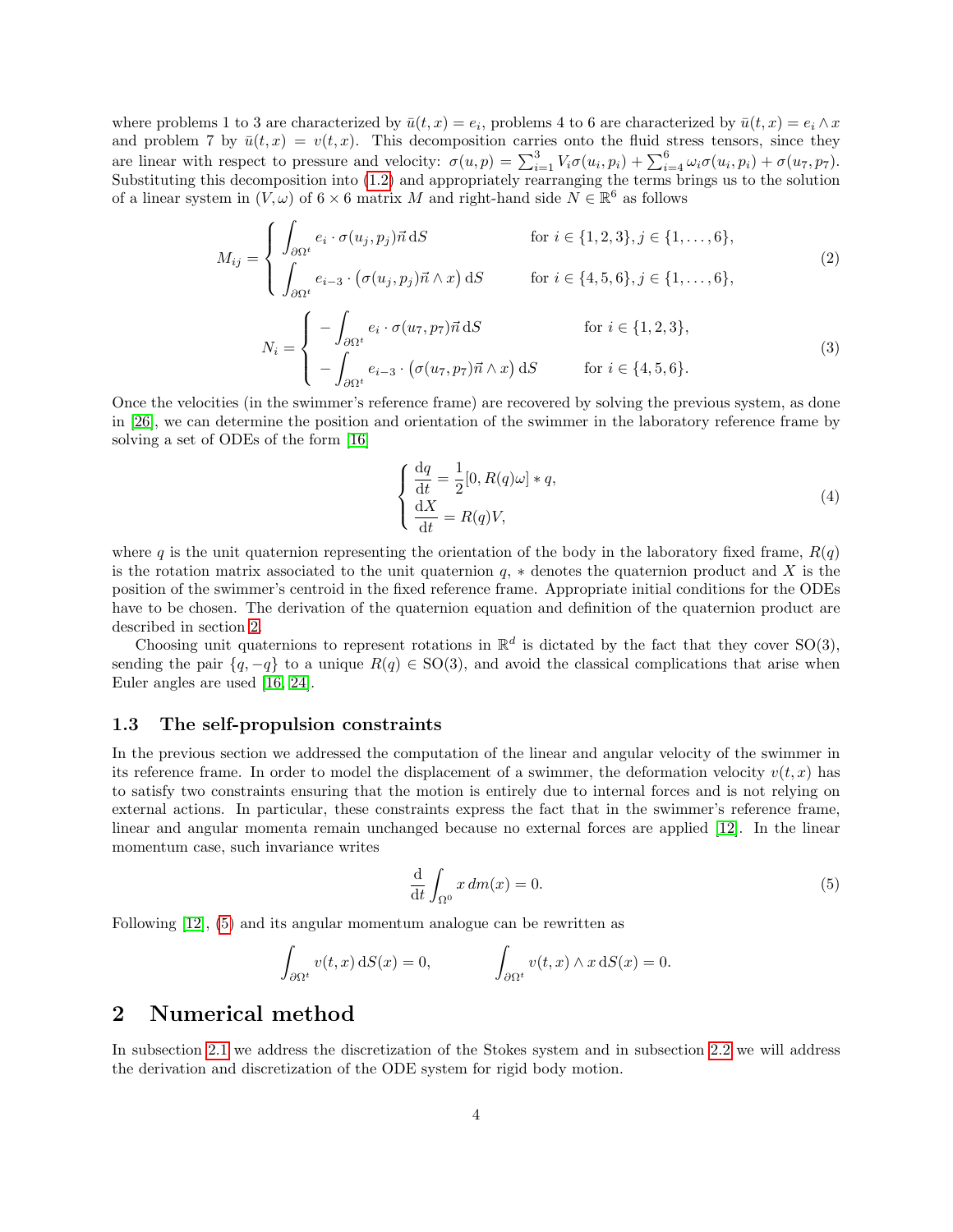where problems 1 to 3 are characterized by $\bar{u}(t,x) = e_i$, problems 4 to 6 are characterized by $\bar{u}(t,x) = e_i \wedge x$ and problem 7 by $\bar{u}(t,x) = v(t,x)$. This decomposition carries onto the fluid stress tensors, since they are linear with respect to pressure and velocity: $\sigma(u,p) = \sum_{i=1}^{3} V_i \sigma(u_i, p_i) + \sum_{i=4}^{6} \omega_i \sigma(u_i, p_i) + \sigma(u_7, p_7)$. Substituting this decomposition into (1.2) and appropriately rearranging the terms brings us to the solution of a linear system in $(V, \omega)$ of $6 \times 6$ matrix $M$ and right-hand side $N \in \mathbb{R}^6$ as follows

$$
M_{ij} = \begin{cases} \displaystyle\int_{\partial\Omega^t} e_i \cdot \sigma(u_j, p_j)\vec{n} \, \mathrm{d}S & \text{for } i \in \{1,2,3\}, j \in \{1,\dots,6\}, \\ \displaystyle\int_{\partial\Omega^t} e_{i-3} \cdot \big(\sigma(u_j,p_j)\vec{n} \wedge x\big) \, \mathrm{d}S & \text{for } i \in \{4,5,6\}, j \in \{1,\dots,6\}, \end{cases} \tag{2}
$$

$$
N_i = \begin{cases} \displaystyle -\int_{\partial\Omega^t} e_i \cdot \sigma(u_7, p_7)\vec{n} \, \mathrm{d}S & \text{for } i \in \{1,2,3\}, \\ \displaystyle -\int_{\partial\Omega^t} e_{i-3} \cdot \big(\sigma(u_7,p_7)\vec{n} \wedge x\big) \, \mathrm{d}S & \text{for } i \in \{4,5,6\}. \end{cases} \tag{3}
$$

Once the velocities (in the swimmer's reference frame) are recovered by solving the previous system, as done in [26], we can determine the position and orientation of the swimmer in the laboratory reference frame by solving a set of ODEs of the form [16]

$$
\begin{cases} \dfrac{\mathrm{d}q}{\mathrm{d}t} = \dfrac{1}{2}[0, R(q)\omega] * q, \\ \dfrac{\mathrm{d}X}{\mathrm{d}t} = R(q)V, \end{cases} \tag{4}
$$

where $q$ is the unit quaternion representing the orientation of the body in the laboratory fixed frame, $R(q)$ is the rotation matrix associated to the unit quaternion $q$, $*$ denotes the quaternion product and $X$ is the position of the swimmer's centroid in the fixed reference frame. Appropriate initial conditions for the ODEs have to be chosen. The derivation of the quaternion equation and definition of the quaternion product are described in section 2.

Choosing unit quaternions to represent rotations in $\mathbb{R}^d$ is dictated by the fact that they cover SO(3), sending the pair $\{q, -q\}$ to a unique $R(q) \in \mathrm{SO}(3)$, and avoid the classical complications that arise when Euler angles are used [16, 24].

### 1.3 The self-propulsion constraints

In the previous section we addressed the computation of the linear and angular velocity of the swimmer in its reference frame. In order to model the displacement of a swimmer, the deformation velocity $v(t,x)$ has to satisfy two constraints ensuring that the motion is entirely due to internal forces and is not relying on external actions. In particular, these constraints express the fact that in the swimmer's reference frame, linear and angular momenta remain unchanged because no external forces are applied [12]. In the linear momentum case, such invariance writes

$$
\frac{\mathrm{d}}{\mathrm{d}t} \int_{\Omega^0} x \, dm(x) = 0. \tag{5}
$$

Following [12], (5) and its angular momentum analogue can be rewritten as

$$
\int_{\partial\Omega^t} v(t,x) \, \mathrm{d}S(x) = 0, \qquad \int_{\partial\Omega^t} v(t,x) \wedge x \, \mathrm{d}S(x) = 0.
$$

## 2 Numerical method

In subsection 2.1 we address the discretization of the Stokes system and in subsection 2.2 we will address the derivation and discretization of the ODE system for rigid body motion.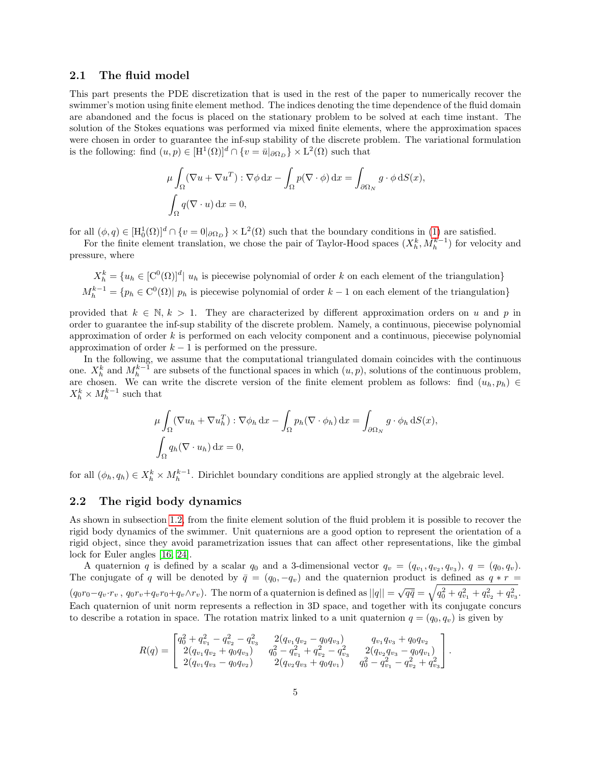### 2.1 The fluid model

This part presents the PDE discretization that is used in the rest of the paper to numerically recover the swimmer's motion using finite element method. The indices denoting the time dependence of the fluid domain are abandoned and the focus is placed on the stationary problem to be solved at each time instant. The solution of the Stokes equations was performed via mixed finite elements, where the approximation spaces were chosen in order to guarantee the inf-sup stability of the discrete problem. The variational formulation is the following: find $(u, p) \in [\mathrm{H}^1(\Omega)]^d \cap \{v = \bar{u}|_{\partial\Omega_D}\} \times \mathrm{L}^2(\Omega)$ such that

$$
\mu \int_\Omega (\nabla u + \nabla u^T) : \nabla \phi \, \mathrm{d}x - \int_\Omega p (\nabla \cdot \phi) \, \mathrm{d}x = \int_{\partial\Omega_N} g \cdot \phi \, \mathrm{d}S(x),
$$
$$
\int_\Omega q (\nabla \cdot u) \, \mathrm{d}x = 0,
$$

for all $(\phi, q) \in [\mathrm{H}^1_0(\Omega)]^d \cap \{v = 0|_{\partial\Omega_D}\} \times \mathrm{L}^2(\Omega)$ such that the boundary conditions in (1) are satisfied.

For the finite element translation, we chose the pair of Taylor-Hood spaces $(X_h^k, M_h^{k-1})$ for velocity and pressure, where

$$
X_h^k = \{u_h \in [\mathrm{C}^0(\Omega)]^d | \; u_h \text{ is piecewise polynomial of order } k \text{ on each element of the triangulation}\}
$$
$$
M_h^{k-1} = \{p_h \in \mathrm{C}^0(\Omega) | \; p_h \text{ is piecewise polynomial of order } k-1 \text{ on each element of the triangulation}\}
$$

provided that $k \in \mathbb{N}$, $k > 1$. They are characterized by different approximation orders on $u$ and $p$ in order to guarantee the inf-sup stability of the discrete problem. Namely, a continuous, piecewise polynomial approximation of order $k$ is performed on each velocity component and a continuous, piecewise polynomial approximation of order $k-1$ is performed on the pressure.

In the following, we assume that the computational triangulated domain coincides with the continuous one. $X_h^k$ and $M_h^{k-1}$ are subsets of the functional spaces in which $(u, p)$, solutions of the continuous problem, are chosen. We can write the discrete version of the finite element problem as follows: find $(u_h, p_h) \in X_h^k \times M_h^{k-1}$ such that

$$
\mu \int_\Omega (\nabla u_h + \nabla u_h^T) : \nabla \phi_h \, \mathrm{d}x - \int_\Omega p_h (\nabla \cdot \phi_h) \, \mathrm{d}x = \int_{\partial\Omega_N} g \cdot \phi_h \, \mathrm{d}S(x),
$$
$$
\int_\Omega q_h (\nabla \cdot u_h) \, \mathrm{d}x = 0,
$$

for all $(\phi_h, q_h) \in X_h^k \times M_h^{k-1}$. Dirichlet boundary conditions are applied strongly at the algebraic level.

### 2.2 The rigid body dynamics

As shown in subsection 1.2, from the finite element solution of the fluid problem it is possible to recover the rigid body dynamics of the swimmer. Unit quaternions are a good option to represent the orientation of a rigid object, since they avoid parametrization issues that can affect other representations, like the gimbal lock for Euler angles [16, 24].

A quaternion $q$ is defined by a scalar $q_0$ and a 3-dimensional vector $q_v = (q_{v_1}, q_{v_2}, q_{v_3})$, $q = (q_0, q_v)$. The conjugate of $q$ will be denoted by $\bar{q} = (q_0, -q_v)$ and the quaternion product is defined as $q * r = (q_0 r_0 - q_v \cdot r_v \,,\, q_0 r_v + q_v r_0 + q_v \wedge r_v)$. The norm of a quaternion is defined as $||q|| = \sqrt{q\bar{q}} = \sqrt{q_0^2 + q_{v_1}^2 + q_{v_2}^2 + q_{v_3}^2}$. Each quaternion of unit norm represents a reflection in 3D space, and together with its conjugate concurs to describe a rotation in space. The rotation matrix linked to a unit quaternion $q = (q_0, q_v)$ is given by

$$
R(q) = \begin{bmatrix} q_0^2 + q_{v_1}^2 - q_{v_2}^2 - q_{v_3}^2 & 2(q_{v_1} q_{v_2} - q_0 q_{v_3}) & q_{v_1} q_{v_3} + q_0 q_{v_2} \\ 2(q_{v_1} q_{v_2} + q_0 q_{v_3}) & q_0^2 - q_{v_1}^2 + q_{v_2}^2 - q_{v_3}^2 & 2(q_{v_2} q_{v_3} - q_0 q_{v_1}) \\ 2(q_{v_1} q_{v_3} - q_0 q_{v_2}) & 2(q_{v_2} q_{v_3} + q_0 q_{v_1}) & q_0^2 - q_{v_1}^2 - q_{v_2}^2 + q_{v_3}^2 \end{bmatrix}.
$$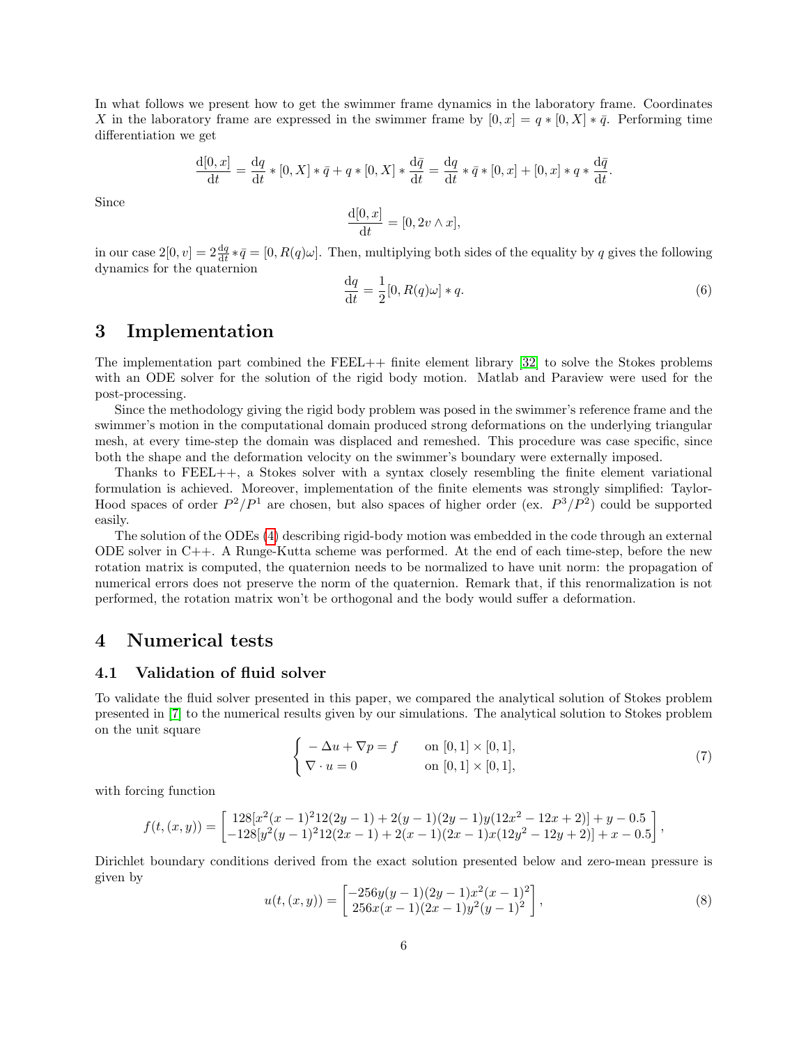In what follows we present how to get the swimmer frame dynamics in the laboratory frame. Coordinates $X$ in the laboratory frame are expressed in the swimmer frame by $[0, x] = q * [0, X] * \bar{q}$. Performing time differentiation we get

$$\frac{\mathrm{d}[0,x]}{\mathrm{d}t} = \frac{\mathrm{d}q}{\mathrm{d}t} * [0, X] * \bar{q} + q * [0, X] * \frac{\mathrm{d}\bar{q}}{\mathrm{d}t} = \frac{\mathrm{d}q}{\mathrm{d}t} * \bar{q} * [0, x] + [0, x] * q * \frac{\mathrm{d}\bar{q}}{\mathrm{d}t}.$$

Since

$$\frac{\mathrm{d}[0,x]}{\mathrm{d}t} = [0, 2v \wedge x],$$

in our case $2[0, v] = 2\frac{\mathrm{d}q}{\mathrm{d}t} * \bar{q} = [0, R(q)\omega]$. Then, multiplying both sides of the equality by $q$ gives the following dynamics for the quaternion

$$\frac{\mathrm{d}q}{\mathrm{d}t} = \frac{1}{2}[0, R(q)\omega] * q. \tag{6}$$

# 3 Implementation

The implementation part combined the FEEL++ finite element library [32] to solve the Stokes problems with an ODE solver for the solution of the rigid body motion. Matlab and Paraview were used for the post-processing.

Since the methodology giving the rigid body problem was posed in the swimmer's reference frame and the swimmer's motion in the computational domain produced strong deformations on the underlying triangular mesh, at every time-step the domain was displaced and remeshed. This procedure was case specific, since both the shape and the deformation velocity on the swimmer's boundary were externally imposed.

Thanks to FEEL++, a Stokes solver with a syntax closely resembling the finite element variational formulation is achieved. Moreover, implementation of the finite elements was strongly simplified: Taylor-Hood spaces of order $P^2/P^1$ are chosen, but also spaces of higher order (ex. $P^3/P^2$) could be supported easily.

The solution of the ODEs (4) describing rigid-body motion was embedded in the code through an external ODE solver in C++. A Runge-Kutta scheme was performed. At the end of each time-step, before the new rotation matrix is computed, the quaternion needs to be normalized to have unit norm: the propagation of numerical errors does not preserve the norm of the quaternion. Remark that, if this renormalization is not performed, the rotation matrix won't be orthogonal and the body would suffer a deformation.

# 4 Numerical tests

## 4.1 Validation of fluid solver

To validate the fluid solver presented in this paper, we compared the analytical solution of Stokes problem presented in [7] to the numerical results given by our simulations. The analytical solution to Stokes problem on the unit square

$$\begin{cases} -\Delta u + \nabla p = f & \text{on } [0,1] \times [0,1], \\ \nabla \cdot u = 0 & \text{on } [0,1] \times [0,1], \end{cases} \tag{7}$$

with forcing function

$$f(t,(x,y)) = \begin{bmatrix} 128[x^2(x-1)^2 12(2y-1) + 2(y-1)(2y-1)y(12x^2 - 12x + 2)] + y - 0.5 \\ -128[y^2(y-1)^2 12(2x-1) + 2(x-1)(2x-1)x(12y^2 - 12y + 2)] + x - 0.5 \end{bmatrix},$$

Dirichlet boundary conditions derived from the exact solution presented below and zero-mean pressure is given by

$$u(t,(x,y)) = \begin{bmatrix} -256y(y-1)(2y-1)x^2(x-1)^2 \\ 256x(x-1)(2x-1)y^2(y-1)^2 \end{bmatrix}, \tag{8}$$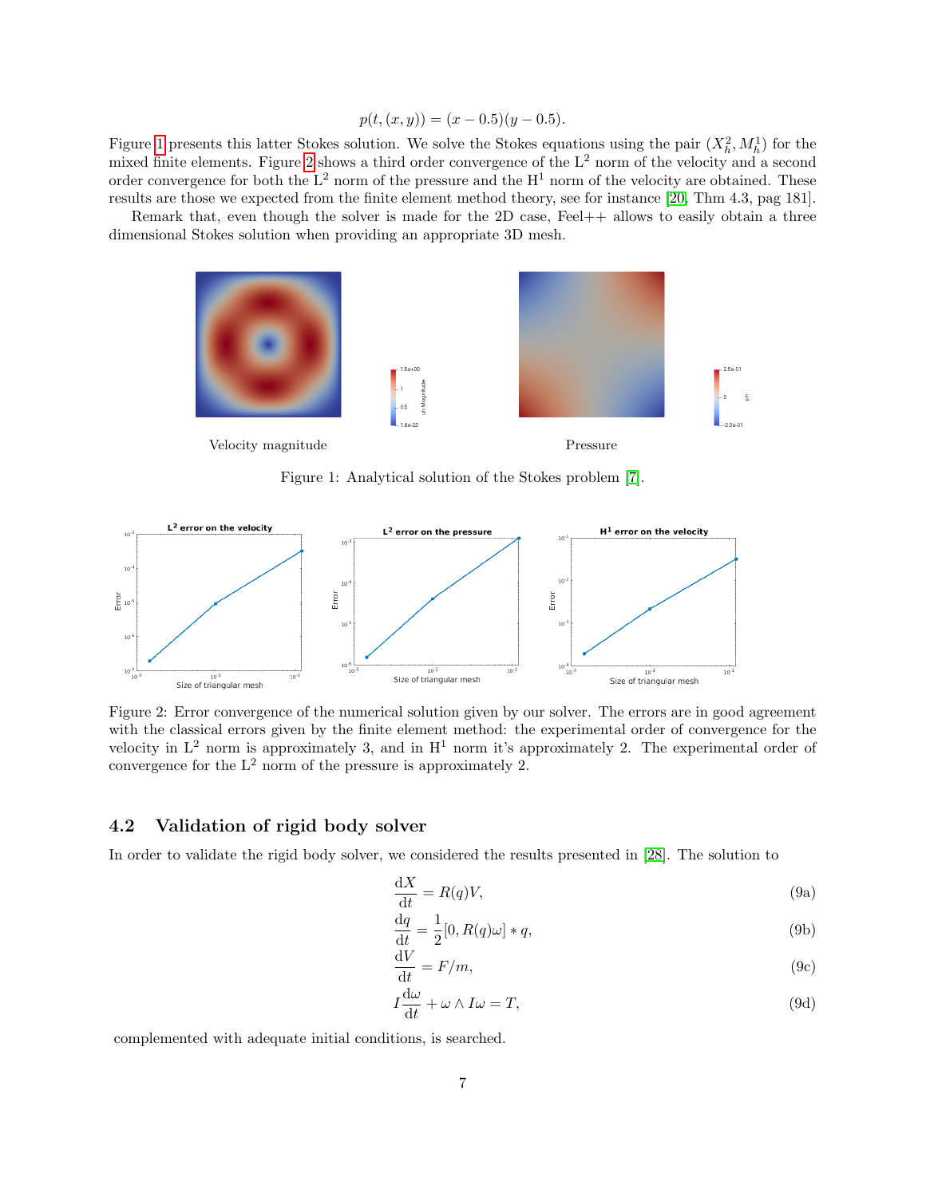$$p(t,(x,y)) = (x-0.5)(y-0.5).$$

Figure 1 presents this latter Stokes solution. We solve the Stokes equations using the pair $(X_h^2, M_h^1)$ for the mixed finite elements. Figure 2 shows a third order convergence of the $L^2$ norm of the velocity and a second order convergence for both the $L^2$ norm of the pressure and the $H^1$ norm of the velocity are obtained. These results are those we expected from the finite element method theory, see for instance [20, Thm 4.3, pag 181].

Remark that, even though the solver is made for the 2D case, Feel++ allows to easily obtain a three dimensional Stokes solution when providing an appropriate 3D mesh.

Velocity magnitude

Pressure

Figure 1: Analytical solution of the Stokes problem [7].

Figure 2: Error convergence of the numerical solution given by our solver. The errors are in good agreement with the classical errors given by the finite element method: the experimental order of convergence for the velocity in $L^2$ norm is approximately 3, and in $H^1$ norm it's approximately 2. The experimental order of convergence for the $L^2$ norm of the pressure is approximately 2.

## 4.2 Validation of rigid body solver

In order to validate the rigid body solver, we considered the results presented in [28]. The solution to

$$\frac{\mathrm{d}X}{\mathrm{d}t} = R(q)V, \tag{9a}$$

$$\frac{\mathrm{d}q}{\mathrm{d}t} = \frac{1}{2}[0, R(q)\omega] * q, \tag{9b}$$

$$\frac{\mathrm{d}V}{\mathrm{d}t} = F/m, \tag{9c}$$

$$I\frac{\mathrm{d}\omega}{\mathrm{d}t} + \omega \wedge I\omega = T, \tag{9d}$$

complemented with adequate initial conditions, is searched.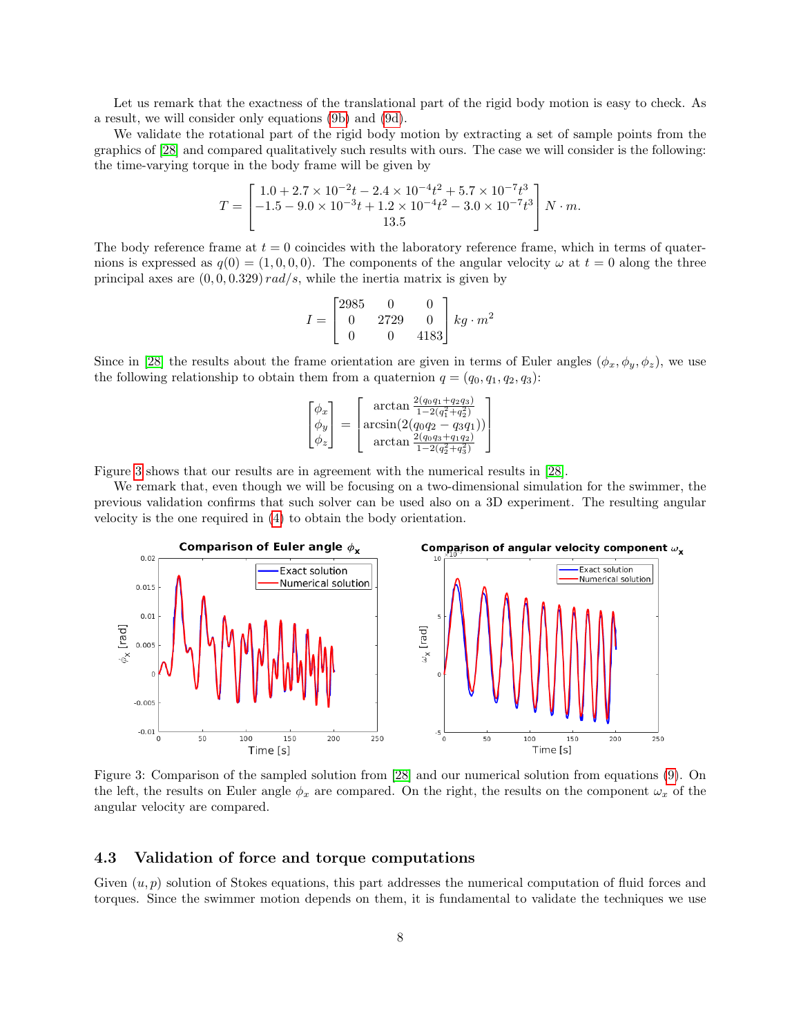Let us remark that the exactness of the translational part of the rigid body motion is easy to check. As a result, we will consider only equations (9b) and (9d).

We validate the rotational part of the rigid body motion by extracting a set of sample points from the graphics of [28] and compared qualitatively such results with ours. The case we will consider is the following: the time-varying torque in the body frame will be given by

$$T = \begin{bmatrix} 1.0 + 2.7 \times 10^{-2}t - 2.4 \times 10^{-4}t^2 + 5.7 \times 10^{-7}t^3 \\ -1.5 - 9.0 \times 10^{-3}t + 1.2 \times 10^{-4}t^2 - 3.0 \times 10^{-7}t^3 \\ 13.5 \end{bmatrix} N \cdot m.$$

The body reference frame at $t = 0$ coincides with the laboratory reference frame, which in terms of quaternions is expressed as $q(0) = (1, 0, 0, 0)$. The components of the angular velocity $\omega$ at $t = 0$ along the three principal axes are $(0, 0, 0.329)\, rad/s$, while the inertia matrix is given by

$$I = \begin{bmatrix} 2985 & 0 & 0 \\ 0 & 2729 & 0 \\ 0 & 0 & 4183 \end{bmatrix} kg \cdot m^2$$

Since in [28] the results about the frame orientation are given in terms of Euler angles $(\phi_x, \phi_y, \phi_z)$, we use the following relationship to obtain them from a quaternion $q = (q_0, q_1, q_2, q_3)$:

$$\begin{bmatrix} \phi_x \\ \phi_y \\ \phi_z \end{bmatrix} = \begin{bmatrix} \arctan \frac{2(q_0 q_1 + q_2 q_3)}{1 - 2(q_1^2 + q_2^2)} \\ \arcsin(2(q_0 q_2 - q_3 q_1)) \\ \arctan \frac{2(q_0 q_3 + q_1 q_2)}{1 - 2(q_2^2 + q_3^2)} \end{bmatrix}$$

Figure 3 shows that our results are in agreement with the numerical results in [28].

We remark that, even though we will be focusing on a two-dimensional simulation for the swimmer, the previous validation confirms that such solver can be used also on a 3D experiment. The resulting angular velocity is the one required in (4) to obtain the body orientation.

Figure 3: Comparison of the sampled solution from [28] and our numerical solution from equations (9). On the left, the results on Euler angle $\phi_x$ are compared. On the right, the results on the component $\omega_x$ of the angular velocity are compared.

### 4.3 Validation of force and torque computations

Given $(u, p)$ solution of Stokes equations, this part addresses the numerical computation of fluid forces and torques. Since the swimmer motion depends on them, it is fundamental to validate the techniques we use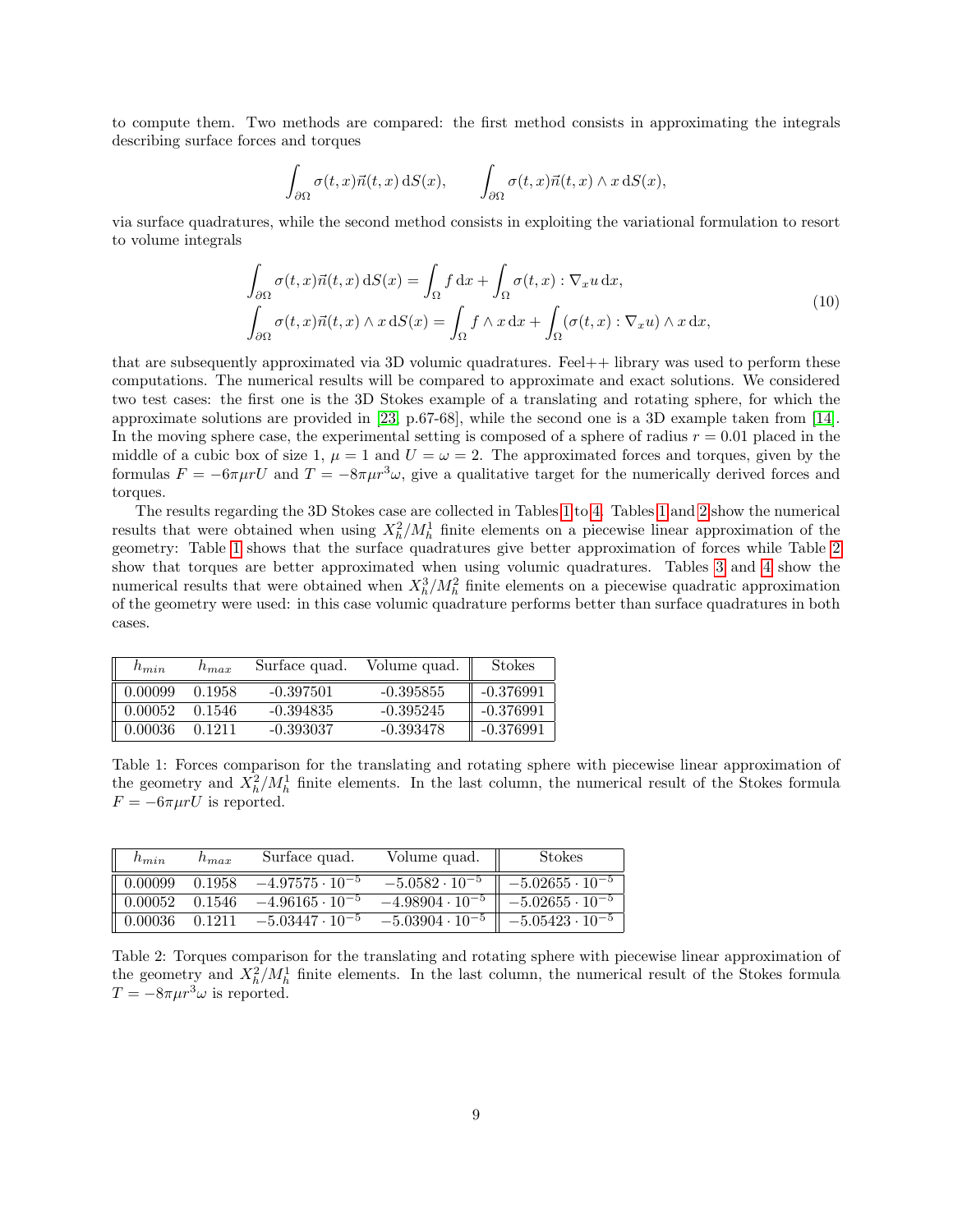to compute them. Two methods are compared: the first method consists in approximating the integrals describing surface forces and torques

$$\int_{\partial\Omega} \sigma(t,x)\vec{n}(t,x)\,\mathrm{d}S(x), \qquad \int_{\partial\Omega} \sigma(t,x)\vec{n}(t,x)\wedge x\,\mathrm{d}S(x),$$

via surface quadratures, while the second method consists in exploiting the variational formulation to resort to volume integrals

$$\begin{aligned}
\int_{\partial\Omega} \sigma(t,x)\vec{n}(t,x)\,\mathrm{d}S(x) &= \int_{\Omega} f\,\mathrm{d}x + \int_{\Omega} \sigma(t,x) : \nabla_x u\,\mathrm{d}x, \\
\int_{\partial\Omega} \sigma(t,x)\vec{n}(t,x)\wedge x\,\mathrm{d}S(x) &= \int_{\Omega} f\wedge x\,\mathrm{d}x + \int_{\Omega} (\sigma(t,x) : \nabla_x u)\wedge x\,\mathrm{d}x,
\end{aligned} \tag{10}$$

that are subsequently approximated via 3D volumic quadratures. Feel++ library was used to perform these computations. The numerical results will be compared to approximate and exact solutions. We considered two test cases: the first one is the 3D Stokes example of a translating and rotating sphere, for which the approximate solutions are provided in [23, p.67-68], while the second one is a 3D example taken from [14]. In the moving sphere case, the experimental setting is composed of a sphere of radius $r = 0.01$ placed in the middle of a cubic box of size 1, $\mu = 1$ and $U = \omega = 2$. The approximated forces and torques, given by the formulas $F = -6\pi\mu r U$ and $T = -8\pi\mu r^3\omega$, give a qualitative target for the numerically derived forces and torques.

The results regarding the 3D Stokes case are collected in Tables 1 to 4. Tables 1 and 2 show the numerical results that were obtained when using $X_h^2/M_h^1$ finite elements on a piecewise linear approximation of the geometry: Table 1 shows that the surface quadratures give better approximation of forces while Table 2 show that torques are better approximated when using volumic quadratures. Tables 3 and 4 show the numerical results that were obtained when $X_h^3/M_h^2$ finite elements on a piecewise quadratic approximation of the geometry were used: in this case volumic quadrature performs better than surface quadratures in both cases.

| $h_{min}$ | $h_{max}$ | Surface quad. | Volume quad. | Stokes |
|---|---|---|---|---|
| 0.00099 | 0.1958 | -0.397501 | -0.395855 | -0.376991 |
| 0.00052 | 0.1546 | -0.394835 | -0.395245 | -0.376991 |
| 0.00036 | 0.1211 | -0.393037 | -0.393478 | -0.376991 |

Table 1: Forces comparison for the translating and rotating sphere with piecewise linear approximation of the geometry and $X_h^2/M_h^1$ finite elements. In the last column, the numerical result of the Stokes formula $F = -6\pi\mu r U$ is reported.

| $h_{min}$ | $h_{max}$ | Surface quad. | Volume quad. | Stokes |
|---|---|---|---|---|
| 0.00099 | 0.1958 | $-4.97575 \cdot 10^{-5}$ | $-5.0582 \cdot 10^{-5}$ | $-5.02655 \cdot 10^{-5}$ |
| 0.00052 | 0.1546 | $-4.96165 \cdot 10^{-5}$ | $-4.98904 \cdot 10^{-5}$ | $-5.02655 \cdot 10^{-5}$ |
| 0.00036 | 0.1211 | $-5.03447 \cdot 10^{-5}$ | $-5.03904 \cdot 10^{-5}$ | $-5.05423 \cdot 10^{-5}$ |

Table 2: Torques comparison for the translating and rotating sphere with piecewise linear approximation of the geometry and $X_h^2/M_h^1$ finite elements. In the last column, the numerical result of the Stokes formula $T = -8\pi\mu r^3\omega$ is reported.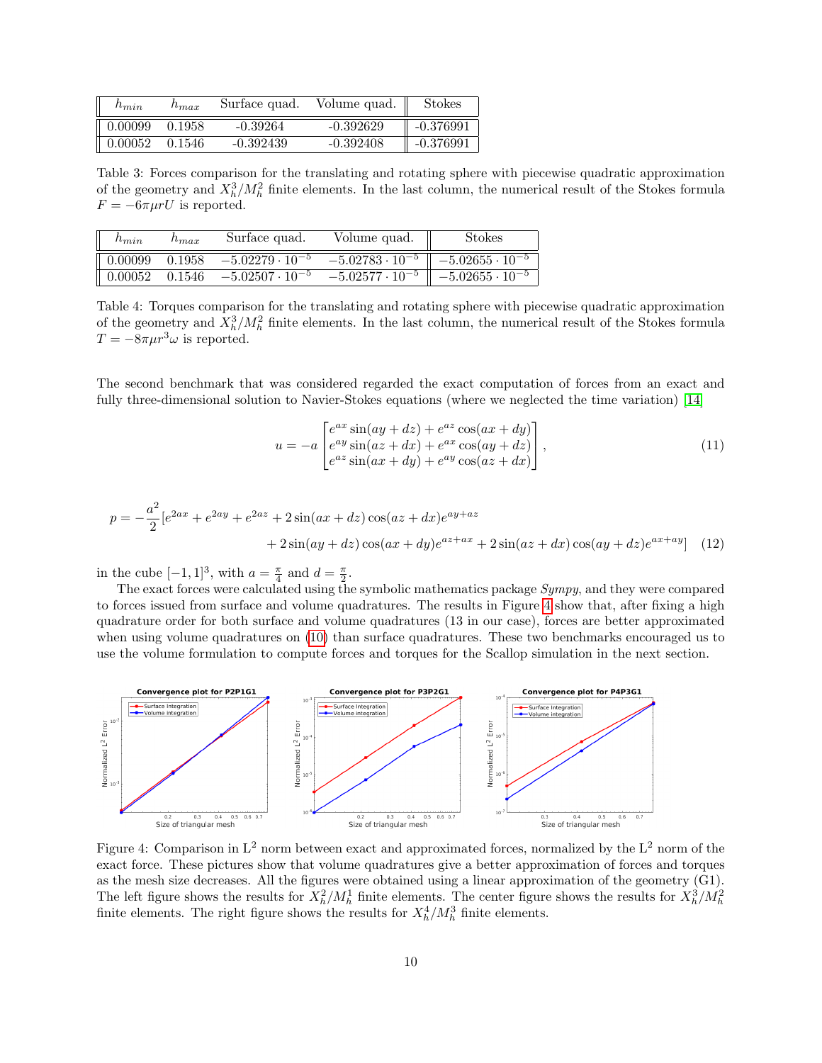| $h_{min}$ | $h_{max}$ | Surface quad. | Volume quad. | Stokes |
|---|---|---|---|---|
| 0.00099 | 0.1958 | -0.39264 | -0.392629 | -0.376991 |
| 0.00052 | 0.1546 | -0.392439 | -0.392408 | -0.376991 |

Table 3: Forces comparison for the translating and rotating sphere with piecewise quadratic approximation of the geometry and $X_h^3/M_h^2$ finite elements. In the last column, the numerical result of the Stokes formula $F = -6\pi\mu r U$ is reported.

| $h_{min}$ | $h_{max}$ | Surface quad. | Volume quad. | Stokes |
|---|---|---|---|---|
| 0.00099 | 0.1958 | $-5.02279 \cdot 10^{-5}$ | $-5.02783 \cdot 10^{-5}$ | $-5.02655 \cdot 10^{-5}$ |
| 0.00052 | 0.1546 | $-5.02507 \cdot 10^{-5}$ | $-5.02577 \cdot 10^{-5}$ | $-5.02655 \cdot 10^{-5}$ |

Table 4: Torques comparison for the translating and rotating sphere with piecewise quadratic approximation of the geometry and $X_h^3/M_h^2$ finite elements. In the last column, the numerical result of the Stokes formula $T = -8\pi\mu r^3\omega$ is reported.

The second benchmark that was considered regarded the exact computation of forces from an exact and fully three-dimensional solution to Navier-Stokes equations (where we neglected the time variation) [14]

$$u = -a \begin{bmatrix} e^{ax}\sin(ay+dz) + e^{az}\cos(ax+dy) \\ e^{ay}\sin(az+dx) + e^{ax}\cos(ay+dz) \\ e^{az}\sin(ax+dy) + e^{ay}\cos(az+dx) \end{bmatrix}, \tag{11}$$

$$p = -\frac{a^2}{2}[e^{2ax} + e^{2ay} + e^{2az} + 2\sin(ax+dz)\cos(az+dx)e^{ay+az} \\ + 2\sin(ay+dz)\cos(ax+dy)e^{az+ax} + 2\sin(az+dx)\cos(ay+dz)e^{ax+ay}] \tag{12}$$

in the cube $[-1,1]^3$, with $a = \frac{\pi}{4}$ and $d = \frac{\pi}{2}$.

The exact forces were calculated using the symbolic mathematics package *Sympy*, and they were compared to forces issued from surface and volume quadratures. The results in Figure 4 show that, after fixing a high quadrature order for both surface and volume quadratures (13 in our case), forces are better approximated when using volume quadratures on (10) than surface quadratures. These two benchmarks encouraged us to use the volume formulation to compute forces and torques for the Scallop simulation in the next section.

Figure 4: Comparison in L$^2$ norm between exact and approximated forces, normalized by the L$^2$ norm of the exact force. These pictures show that volume quadratures give a better approximation of forces and torques as the mesh size decreases. All the figures were obtained using a linear approximation of the geometry (G1). The left figure shows the results for $X_h^2/M_h^1$ finite elements. The center figure shows the results for $X_h^3/M_h^2$ finite elements. The right figure shows the results for $X_h^4/M_h^3$ finite elements.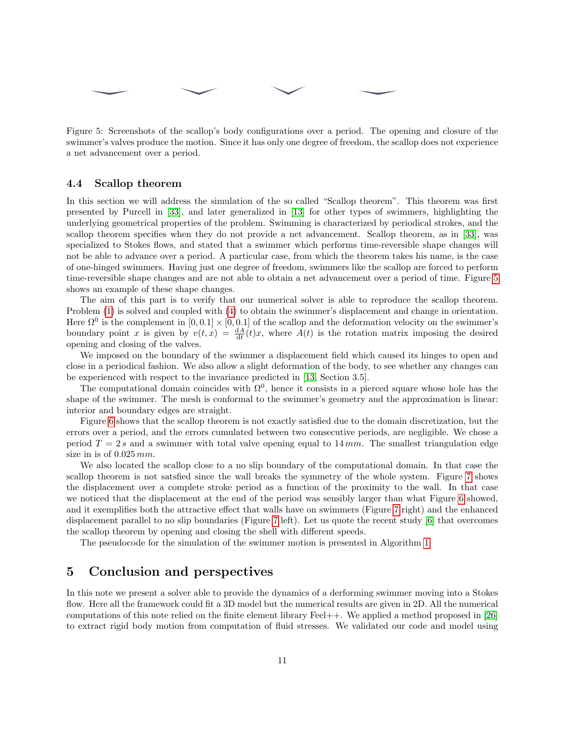Figure 5: Screenshots of the scallop's body configurations over a period. The opening and closure of the swimmer's valves produce the motion. Since it has only one degree of freedom, the scallop does not experience a net advancement over a period.

### 4.4 Scallop theorem

In this section we will address the simulation of the so called "Scallop theorem". This theorem was first presented by Purcell in [33], and later generalized in [13] for other types of swimmers, highlighting the underlying geometrical properties of the problem. Swimming is characterized by periodical strokes, and the scallop theorem specifies when they do not provide a net advancement. Scallop theorem, as in [33], was specialized to Stokes flows, and stated that a swimmer which performs time-reversible shape changes will not be able to advance over a period. A particular case, from which the theorem takes his name, is the case of one-hinged swimmers. Having just one degree of freedom, swimmers like the scallop are forced to perform time-reversible shape changes and are not able to obtain a net advancement over a period of time. Figure 5 shows an example of these shape changes.

The aim of this part is to verify that our numerical solver is able to reproduce the scallop theorem. Problem (1) is solved and coupled with (4) to obtain the swimmer's displacement and change in orientation. Here $\Omega^0$ is the complement in $[0, 0.1] \times [0, 0.1]$ of the scallop and the deformation velocity on the swimmer's boundary point $x$ is given by $v(t, x) = \frac{\mathrm{d}A}{\mathrm{d}t}(t)x$, where $A(t)$ is the rotation matrix imposing the desired opening and closing of the valves.

We imposed on the boundary of the swimmer a displacement field which caused its hinges to open and close in a periodical fashion. We also allow a slight deformation of the body, to see whether any changes can be experienced with respect to the invariance predicted in [13, Section 3.5].

The computational domain coincides with $\Omega^0$, hence it consists in a pierced square whose hole has the shape of the swimmer. The mesh is conformal to the swimmer's geometry and the approximation is linear: interior and boundary edges are straight.

Figure 6 shows that the scallop theorem is not exactly satisfied due to the domain discretization, but the errors over a period, and the errors cumulated between two consecutive periods, are negligible. We chose a period $T = 2\,s$ and a swimmer with total valve opening equal to $14\,mm$. The smallest triangulation edge size in is of $0.025\,mm$.

We also located the scallop close to a no slip boundary of the computational domain. In that case the scallop theorem is not satsfied since the wall breaks the symmetry of the whole system. Figure 7 shows the displacement over a complete stroke period as a function of the proximity to the wall. In that case we noticed that the displacement at the end of the period was sensibly larger than what Figure 6 showed, and it exemplifies both the attractive effect that walls have on swimmers (Figure 7 right) and the enhanced displacement parallel to no slip boundaries (Figure 7 left). Let us quote the recent study [6] that overcomes the scallop theorem by opening and closing the shell with different speeds.

The pseudocode for the simulation of the swimmer motion is presented in Algorithm 1.

## 5 Conclusion and perspectives

In this note we present a solver able to provide the dynamics of a derforming swimmer moving into a Stokes flow. Here all the framework could fit a 3D model but the numerical results are given in 2D. All the numerical computations of this note relied on the finite element library Feel++. We applied a method proposed in [26] to extract rigid body motion from computation of fluid stresses. We validated our code and model using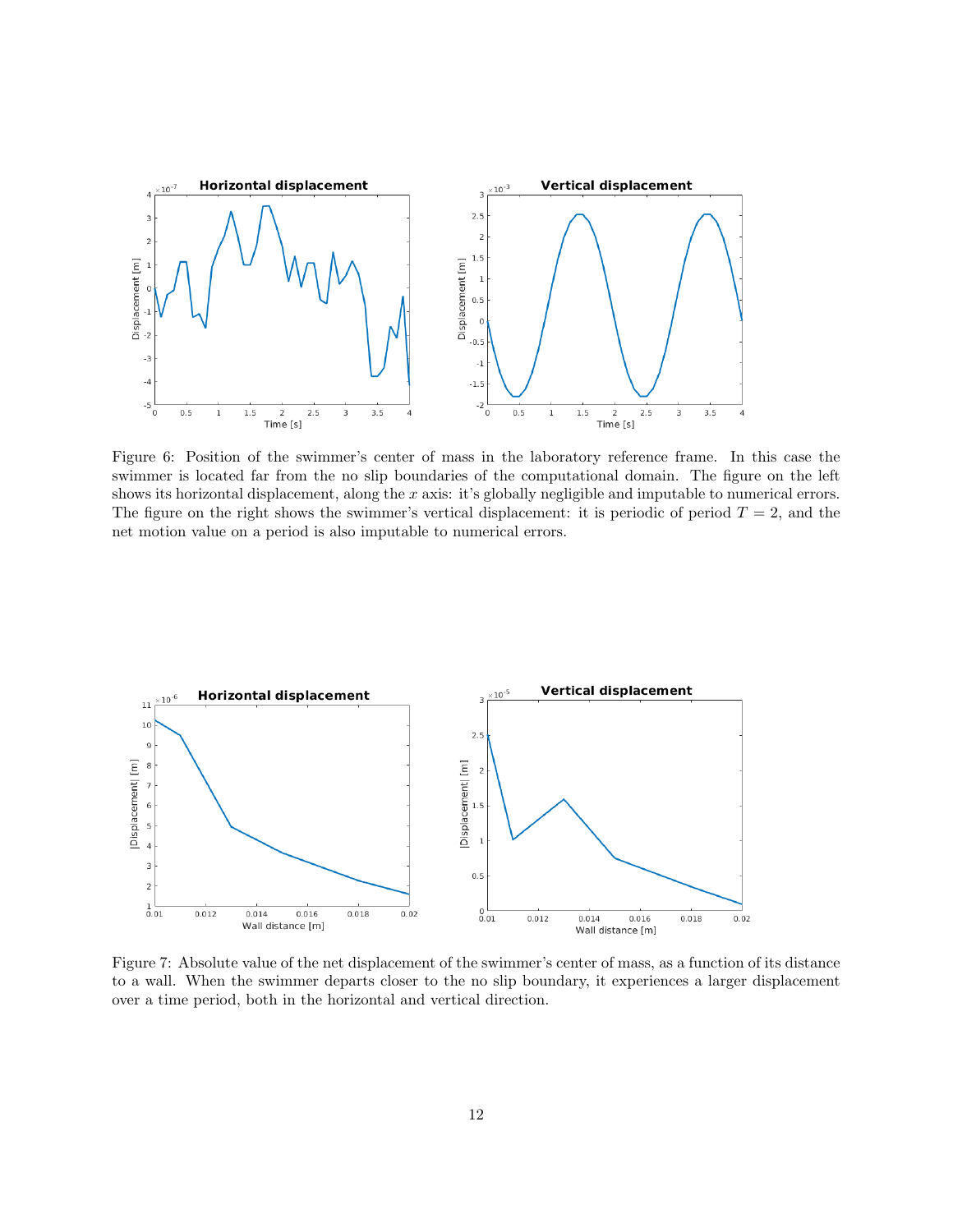Figure 6: Position of the swimmer's center of mass in the laboratory reference frame. In this case the swimmer is located far from the no slip boundaries of the computational domain. The figure on the left shows its horizontal displacement, along the $x$ axis: it's globally negligible and imputable to numerical errors. The figure on the right shows the swimmer's vertical displacement: it is periodic of period $T = 2$, and the net motion value on a period is also imputable to numerical errors.

Figure 7: Absolute value of the net displacement of the swimmer's center of mass, as a function of its distance to a wall. When the swimmer departs closer to the no slip boundary, it experiences a larger displacement over a time period, both in the horizontal and vertical direction.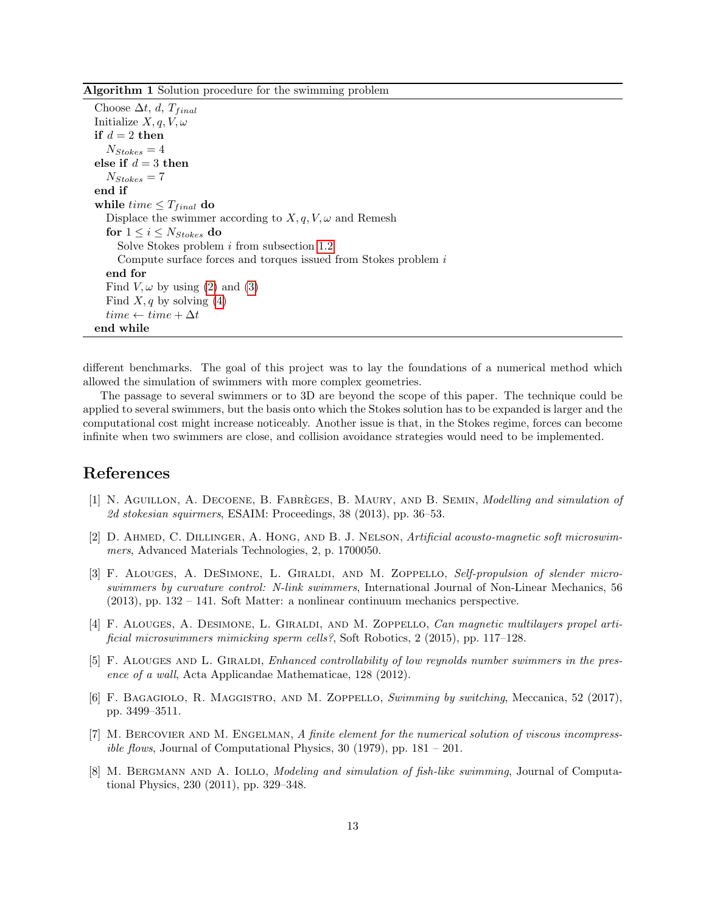**Algorithm 1** Solution procedure for the swimming problem

```
Choose Δt, d, T_final
Initialize X, q, V, ω
if d = 2 then
    N_Stokes = 4
else if d = 3 then
    N_Stokes = 7
end if
while time ≤ T_final do
    Displace the swimmer according to X, q, V, ω and Remesh
    for 1 ≤ i ≤ N_Stokes do
        Solve Stokes problem i from subsection 1.2
        Compute surface forces and torques issued from Stokes problem i
    end for
    Find V, ω by using (2) and (3)
    Find X, q by solving (4)
    time ← time + Δt
end while
```

different benchmarks. The goal of this project was to lay the foundations of a numerical method which allowed the simulation of swimmers with more complex geometries.

The passage to several swimmers or to 3D are beyond the scope of this paper. The technique could be applied to several swimmers, but the basis onto which the Stokes solution has to be expanded is larger and the computational cost might increase noticeably. Another issue is that, in the Stokes regime, forces can become infinite when two swimmers are close, and collision avoidance strategies would need to be implemented.

# References

[1] N. Aguillon, A. Decoene, B. Fabrèges, B. Maury, and B. Semin, *Modelling and simulation of 2d stokesian squirmers*, ESAIM: Proceedings, 38 (2013), pp. 36–53.

[2] D. Ahmed, C. Dillinger, A. Hong, and B. J. Nelson, *Artificial acousto-magnetic soft microswimmers*, Advanced Materials Technologies, 2, p. 1700050.

[3] F. Alouges, A. DeSimone, L. Giraldi, and M. Zoppello, *Self-propulsion of slender microswimmers by curvature control: N-link swimmers*, International Journal of Non-Linear Mechanics, 56 (2013), pp. 132 – 141. Soft Matter: a nonlinear continuum mechanics perspective.

[4] F. Alouges, A. Desimone, L. Giraldi, and M. Zoppello, *Can magnetic multilayers propel artificial microswimmers mimicking sperm cells?*, Soft Robotics, 2 (2015), pp. 117–128.

[5] F. Alouges and L. Giraldi, *Enhanced controllability of low reynolds number swimmers in the presence of a wall*, Acta Applicandae Mathematicae, 128 (2012).

[6] F. Bagagiolo, R. Maggistro, and M. Zoppello, *Swimming by switching*, Meccanica, 52 (2017), pp. 3499–3511.

[7] M. Bercovier and M. Engelman, *A finite element for the numerical solution of viscous incompressible flows*, Journal of Computational Physics, 30 (1979), pp. 181 – 201.

[8] M. Bergmann and A. Iollo, *Modeling and simulation of fish-like swimming*, Journal of Computational Physics, 230 (2011), pp. 329–348.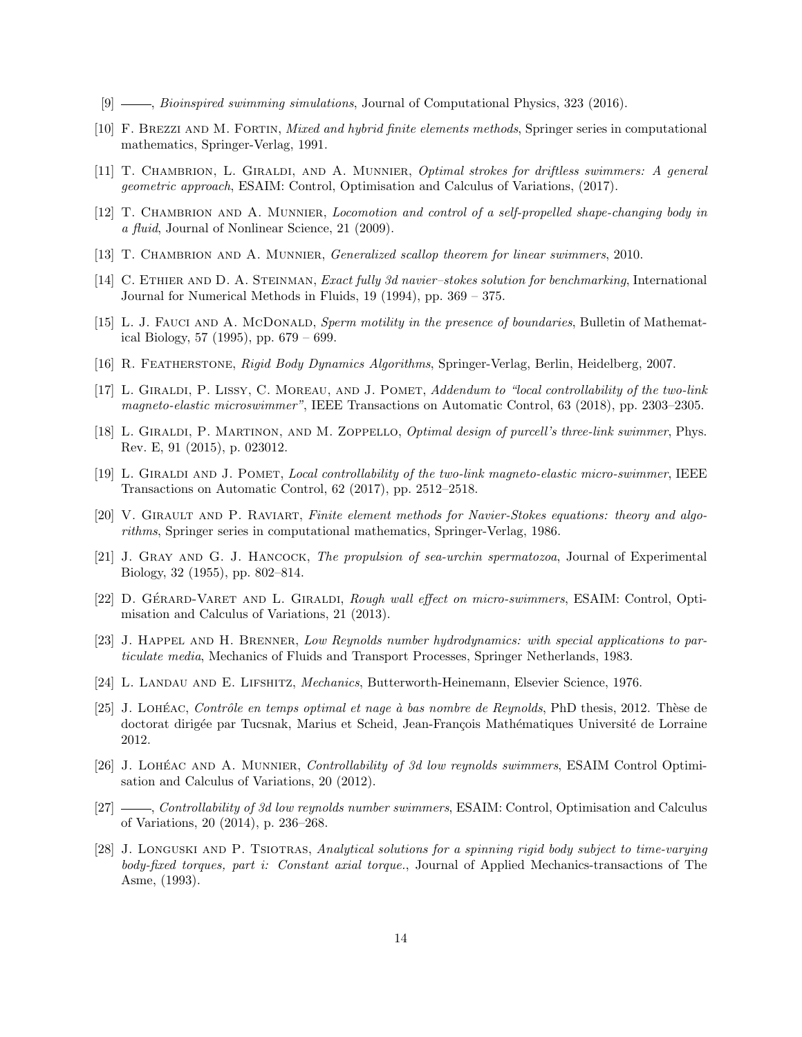[9] ——, *Bioinspired swimming simulations*, Journal of Computational Physics, 323 (2016).

[10] F. Brezzi and M. Fortin, *Mixed and hybrid finite elements methods*, Springer series in computational mathematics, Springer-Verlag, 1991.

[11] T. Chambrion, L. Giraldi, and A. Munnier, *Optimal strokes for driftless swimmers: A general geometric approach*, ESAIM: Control, Optimisation and Calculus of Variations, (2017).

[12] T. Chambrion and A. Munnier, *Locomotion and control of a self-propelled shape-changing body in a fluid*, Journal of Nonlinear Science, 21 (2009).

[13] T. Chambrion and A. Munnier, *Generalized scallop theorem for linear swimmers*, 2010.

[14] C. Ethier and D. A. Steinman, *Exact fully 3d navier–stokes solution for benchmarking*, International Journal for Numerical Methods in Fluids, 19 (1994), pp. 369 – 375.

[15] L. J. Fauci and A. McDonald, *Sperm motility in the presence of boundaries*, Bulletin of Mathematical Biology, 57 (1995), pp. 679 – 699.

[16] R. Featherstone, *Rigid Body Dynamics Algorithms*, Springer-Verlag, Berlin, Heidelberg, 2007.

[17] L. Giraldi, P. Lissy, C. Moreau, and J. Pomet, *Addendum to "local controllability of the two-link magneto-elastic microswimmer"*, IEEE Transactions on Automatic Control, 63 (2018), pp. 2303–2305.

[18] L. Giraldi, P. Martinon, and M. Zoppello, *Optimal design of purcell's three-link swimmer*, Phys. Rev. E, 91 (2015), p. 023012.

[19] L. Giraldi and J. Pomet, *Local controllability of the two-link magneto-elastic micro-swimmer*, IEEE Transactions on Automatic Control, 62 (2017), pp. 2512–2518.

[20] V. Girault and P. Raviart, *Finite element methods for Navier-Stokes equations: theory and algorithms*, Springer series in computational mathematics, Springer-Verlag, 1986.

[21] J. Gray and G. J. Hancock, *The propulsion of sea-urchin spermatozoa*, Journal of Experimental Biology, 32 (1955), pp. 802–814.

[22] D. Gérard-Varet and L. Giraldi, *Rough wall effect on micro-swimmers*, ESAIM: Control, Optimisation and Calculus of Variations, 21 (2013).

[23] J. Happel and H. Brenner, *Low Reynolds number hydrodynamics: with special applications to particulate media*, Mechanics of Fluids and Transport Processes, Springer Netherlands, 1983.

[24] L. Landau and E. Lifshitz, *Mechanics*, Butterworth-Heinemann, Elsevier Science, 1976.

[25] J. Lohéac, *Contrôle en temps optimal et nage à bas nombre de Reynolds*, PhD thesis, 2012. Thèse de doctorat dirigée par Tucsnak, Marius et Scheid, Jean-François Mathématiques Université de Lorraine 2012.

[26] J. Lohéac and A. Munnier, *Controllability of 3d low reynolds swimmers*, ESAIM Control Optimisation and Calculus of Variations, 20 (2012).

[27] ——, *Controllability of 3d low reynolds number swimmers*, ESAIM: Control, Optimisation and Calculus of Variations, 20 (2014), p. 236–268.

[28] J. Longuski and P. Tsiotras, *Analytical solutions for a spinning rigid body subject to time-varying body-fixed torques, part i: Constant axial torque.*, Journal of Applied Mechanics-transactions of The Asme, (1993).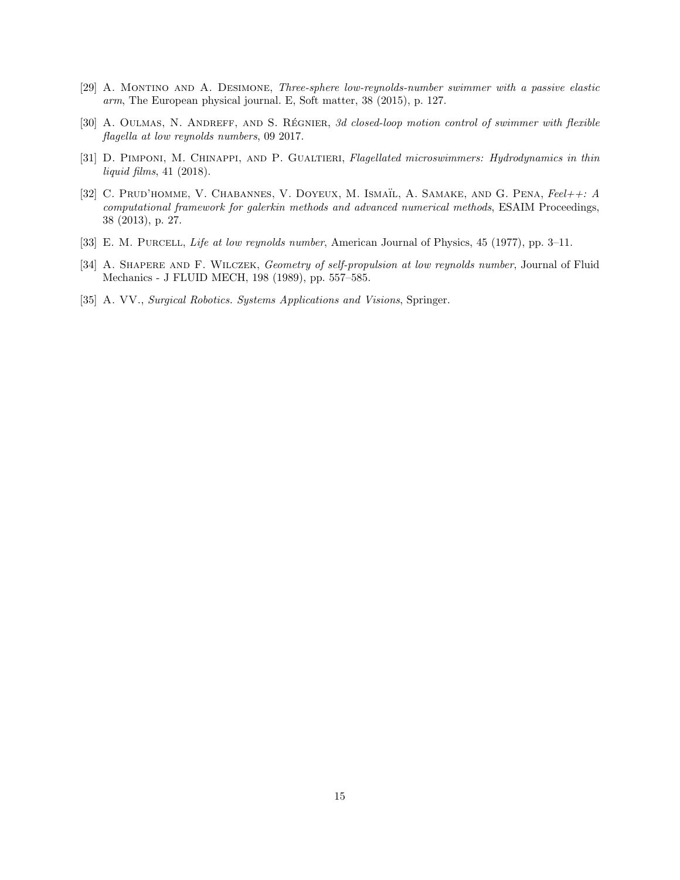[29] A. Montino and A. Desimone, *Three-sphere low-reynolds-number swimmer with a passive elastic arm*, The European physical journal. E, Soft matter, 38 (2015), p. 127.

[30] A. Oulmas, N. Andreff, and S. Régnier, *3d closed-loop motion control of swimmer with flexible flagella at low reynolds numbers*, 09 2017.

[31] D. Pimponi, M. Chinappi, and P. Gualtieri, *Flagellated microswimmers: Hydrodynamics in thin liquid films*, 41 (2018).

[32] C. Prud'homme, V. Chabannes, V. Doyeux, M. Ismaïl, A. Samake, and G. Pena, *Feel++: A computational framework for galerkin methods and advanced numerical methods*, ESAIM Proceedings, 38 (2013), p. 27.

[33] E. M. Purcell, *Life at low reynolds number*, American Journal of Physics, 45 (1977), pp. 3–11.

[34] A. Shapere and F. Wilczek, *Geometry of self-propulsion at low reynolds number*, Journal of Fluid Mechanics - J FLUID MECH, 198 (1989), pp. 557–585.

[35] A. VV., *Surgical Robotics. Systems Applications and Visions*, Springer.